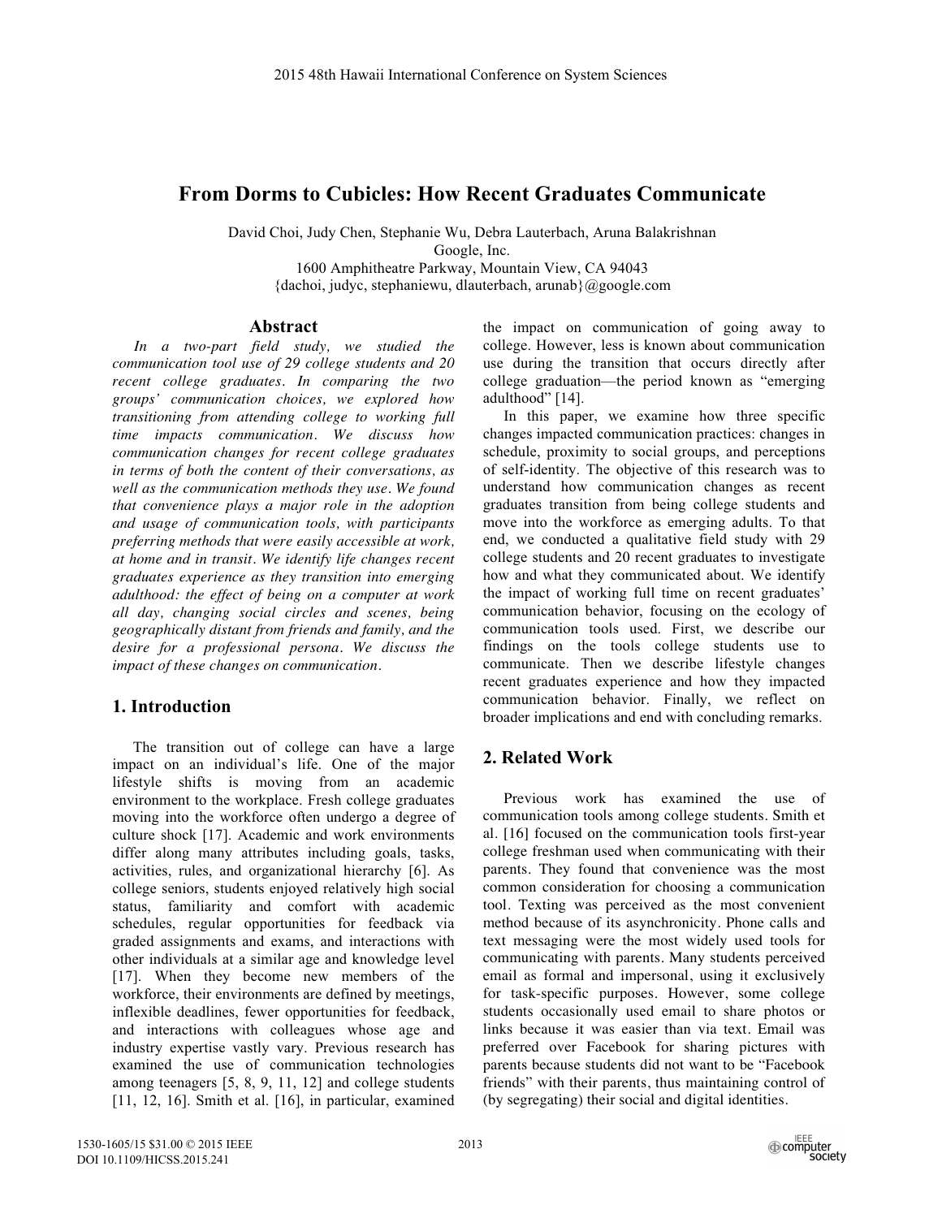# From Dorms to Cubicles: How Recent Graduates Communicate

David Choi, Judy Chen, Stephanie Wu, Debra Lauterbach, Aruna Balakrishnan
Google, Inc.
1600 Amphitheatre Parkway, Mountain View, CA 94043
{dachoi, judyc, stephaniewu, dlauterbach, arunab}@google.com

## Abstract

*In a two-part field study, we studied the communication tool use of 29 college students and 20 recent college graduates. In comparing the two groups' communication choices, we explored how transitioning from attending college to working full time impacts communication. We discuss how communication changes for recent college graduates in terms of both the content of their conversations, as well as the communication methods they use. We found that convenience plays a major role in the adoption and usage of communication tools, with participants preferring methods that were easily accessible at work, at home and in transit. We identify life changes recent graduates experience as they transition into emerging adulthood: the effect of being on a computer at work all day, changing social circles and scenes, being geographically distant from friends and family, and the desire for a professional persona. We discuss the impact of these changes on communication.*

## 1. Introduction

The transition out of college can have a large impact on an individual's life. One of the major lifestyle shifts is moving from an academic environment to the workplace. Fresh college graduates moving into the workforce often undergo a degree of culture shock [17]. Academic and work environments differ along many attributes including goals, tasks, activities, rules, and organizational hierarchy [6]. As college seniors, students enjoyed relatively high social status, familiarity and comfort with academic schedules, regular opportunities for feedback via graded assignments and exams, and interactions with other individuals at a similar age and knowledge level [17]. When they become new members of the workforce, their environments are defined by meetings, inflexible deadlines, fewer opportunities for feedback, and interactions with colleagues whose age and industry expertise vastly vary. Previous research has examined the use of communication technologies among teenagers [5, 8, 9, 11, 12] and college students [11, 12, 16]. Smith et al. [16], in particular, examined the impact on communication of going away to college. However, less is known about communication use during the transition that occurs directly after college graduation—the period known as "emerging adulthood" [14].

In this paper, we examine how three specific changes impacted communication practices: changes in schedule, proximity to social groups, and perceptions of self-identity. The objective of this research was to understand how communication changes as recent graduates transition from being college students and move into the workforce as emerging adults. To that end, we conducted a qualitative field study with 29 college students and 20 recent graduates to investigate how and what they communicated about. We identify the impact of working full time on recent graduates' communication behavior, focusing on the ecology of communication tools used. First, we describe our findings on the tools college students use to communicate. Then we describe lifestyle changes recent graduates experience and how they impacted communication behavior. Finally, we reflect on broader implications and end with concluding remarks.

## 2. Related Work

Previous work has examined the use of communication tools among college students. Smith et al. [16] focused on the communication tools first-year college freshman used when communicating with their parents. They found that convenience was the most common consideration for choosing a communication tool. Texting was perceived as the most convenient method because of its asynchronicity. Phone calls and text messaging were the most widely used tools for communicating with parents. Many students perceived email as formal and impersonal, using it exclusively for task-specific purposes. However, some college students occasionally used email to share photos or links because it was easier than via text. Email was preferred over Facebook for sharing pictures with parents because students did not want to be "Facebook friends" with their parents, thus maintaining control of (by segregating) their social and digital identities.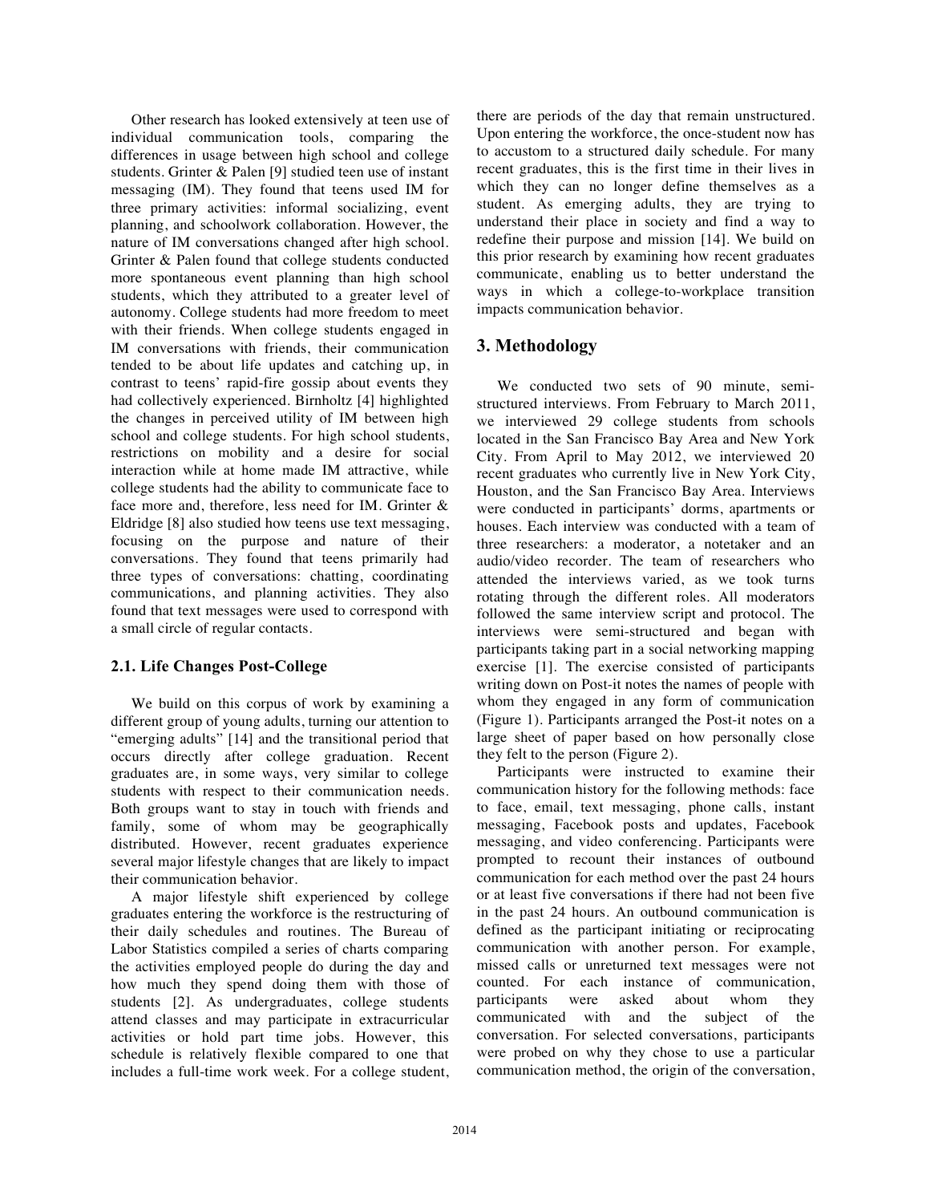Other research has looked extensively at teen use of individual communication tools, comparing the differences in usage between high school and college students. Grinter & Palen [9] studied teen use of instant messaging (IM). They found that teens used IM for three primary activities: informal socializing, event planning, and schoolwork collaboration. However, the nature of IM conversations changed after high school. Grinter & Palen found that college students conducted more spontaneous event planning than high school students, which they attributed to a greater level of autonomy. College students had more freedom to meet with their friends. When college students engaged in IM conversations with friends, their communication tended to be about life updates and catching up, in contrast to teens' rapid-fire gossip about events they had collectively experienced. Birnholtz [4] highlighted the changes in perceived utility of IM between high school and college students. For high school students, restrictions on mobility and a desire for social interaction while at home made IM attractive, while college students had the ability to communicate face to face more and, therefore, less need for IM. Grinter & Eldridge [8] also studied how teens use text messaging, focusing on the purpose and nature of their conversations. They found that teens primarily had three types of conversations: chatting, coordinating communications, and planning activities. They also found that text messages were used to correspond with a small circle of regular contacts.

### 2.1. Life Changes Post-College

We build on this corpus of work by examining a different group of young adults, turning our attention to "emerging adults" [14] and the transitional period that occurs directly after college graduation. Recent graduates are, in some ways, very similar to college students with respect to their communication needs. Both groups want to stay in touch with friends and family, some of whom may be geographically distributed. However, recent graduates experience several major lifestyle changes that are likely to impact their communication behavior.

A major lifestyle shift experienced by college graduates entering the workforce is the restructuring of their daily schedules and routines. The Bureau of Labor Statistics compiled a series of charts comparing the activities employed people do during the day and how much they spend doing them with those of students [2]. As undergraduates, college students attend classes and may participate in extracurricular activities or hold part time jobs. However, this schedule is relatively flexible compared to one that includes a full-time work week. For a college student, there are periods of the day that remain unstructured. Upon entering the workforce, the once-student now has to accustom to a structured daily schedule. For many recent graduates, this is the first time in their lives in which they can no longer define themselves as a student. As emerging adults, they are trying to understand their place in society and find a way to redefine their purpose and mission [14]. We build on this prior research by examining how recent graduates communicate, enabling us to better understand the ways in which a college-to-workplace transition impacts communication behavior.

## 3. Methodology

We conducted two sets of 90 minute, semi-structured interviews. From February to March 2011, we interviewed 29 college students from schools located in the San Francisco Bay Area and New York City. From April to May 2012, we interviewed 20 recent graduates who currently live in New York City, Houston, and the San Francisco Bay Area. Interviews were conducted in participants' dorms, apartments or houses. Each interview was conducted with a team of three researchers: a moderator, a notetaker and an audio/video recorder. The team of researchers who attended the interviews varied, as we took turns rotating through the different roles. All moderators followed the same interview script and protocol. The interviews were semi-structured and began with participants taking part in a social networking mapping exercise [1]. The exercise consisted of participants writing down on Post-it notes the names of people with whom they engaged in any form of communication (Figure 1). Participants arranged the Post-it notes on a large sheet of paper based on how personally close they felt to the person (Figure 2).

Participants were instructed to examine their communication history for the following methods: face to face, email, text messaging, phone calls, instant messaging, Facebook posts and updates, Facebook messaging, and video conferencing. Participants were prompted to recount their instances of outbound communication for each method over the past 24 hours or at least five conversations if there had not been five in the past 24 hours. An outbound communication is defined as the participant initiating or reciprocating communication with another person. For example, missed calls or unreturned text messages were not counted. For each instance of communication, participants were asked about whom they communicated with and the subject of the conversation. For selected conversations, participants were probed on why they chose to use a particular communication method, the origin of the conversation,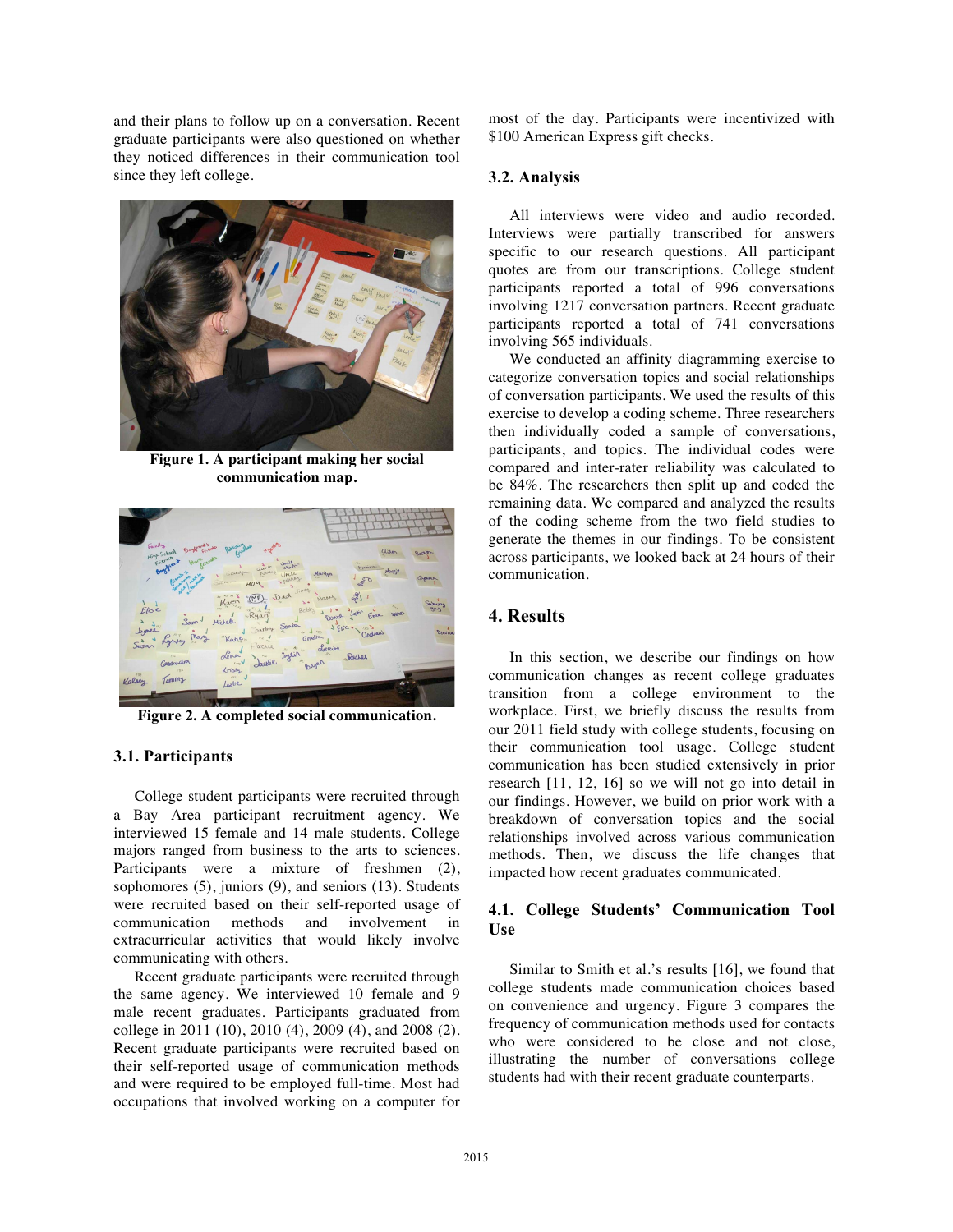and their plans to follow up on a conversation. Recent graduate participants were also questioned on whether they noticed differences in their communication tool since they left college.

**Figure 1. A participant making her social communication map.**

**Figure 2. A completed social communication.**

### 3.1. Participants

College student participants were recruited through a Bay Area participant recruitment agency. We interviewed 15 female and 14 male students. College majors ranged from business to the arts to sciences. Participants were a mixture of freshmen (2), sophomores (5), juniors (9), and seniors (13). Students were recruited based on their self-reported usage of communication methods and involvement in extracurricular activities that would likely involve communicating with others.

Recent graduate participants were recruited through the same agency. We interviewed 10 female and 9 male recent graduates. Participants graduated from college in 2011 (10), 2010 (4), 2009 (4), and 2008 (2). Recent graduate participants were recruited based on their self-reported usage of communication methods and were required to be employed full-time. Most had occupations that involved working on a computer for most of the day. Participants were incentivized with $100 American Express gift checks.

### 3.2. Analysis

All interviews were video and audio recorded. Interviews were partially transcribed for answers specific to our research questions. All participant quotes are from our transcriptions. College student participants reported a total of 996 conversations involving 1217 conversation partners. Recent graduate participants reported a total of 741 conversations involving 565 individuals.

We conducted an affinity diagramming exercise to categorize conversation topics and social relationships of conversation participants. We used the results of this exercise to develop a coding scheme. Three researchers then individually coded a sample of conversations, participants, and topics. The individual codes were compared and inter-rater reliability was calculated to be 84%. The researchers then split up and coded the remaining data. We compared and analyzed the results of the coding scheme from the two field studies to generate the themes in our findings. To be consistent across participants, we looked back at 24 hours of their communication.

## 4. Results

In this section, we describe our findings on how communication changes as recent college graduates transition from a college environment to the workplace. First, we briefly discuss the results from our 2011 field study with college students, focusing on their communication tool usage. College student communication has been studied extensively in prior research [11, 12, 16] so we will not go into detail in our findings. However, we build on prior work with a breakdown of conversation topics and the social relationships involved across various communication methods. Then, we discuss the life changes that impacted how recent graduates communicated.

### 4.1. College Students' Communication Tool Use

Similar to Smith et al.'s results [16], we found that college students made communication choices based on convenience and urgency. Figure 3 compares the frequency of communication methods used for contacts who were considered to be close and not close, illustrating the number of conversations college students had with their recent graduate counterparts.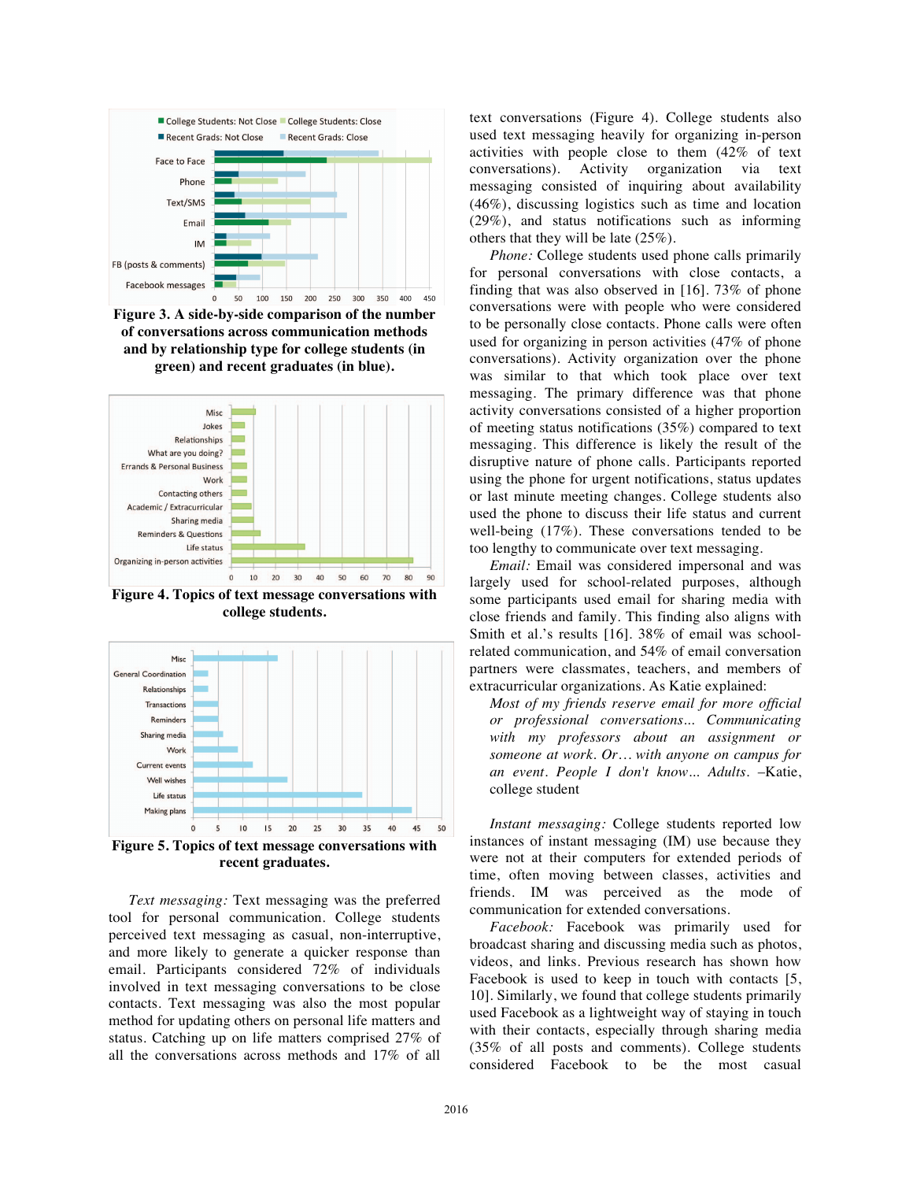Figure 3. A side-by-side comparison of the number of conversations across communication methods and by relationship type for college students (in green) and recent graduates (in blue).

Figure 4. Topics of text message conversations with college students.

Figure 5. Topics of text message conversations with recent graduates.

*Text messaging:* Text messaging was the preferred tool for personal communication. College students perceived text messaging as casual, non-interruptive, and more likely to generate a quicker response than email. Participants considered 72% of individuals involved in text messaging conversations to be close contacts. Text messaging was also the most popular method for updating others on personal life matters and status. Catching up on life matters comprised 27% of all the conversations across methods and 17% of all text conversations (Figure 4). College students also used text messaging heavily for organizing in-person activities with people close to them (42% of text conversations). Activity organization via text messaging consisted of inquiring about availability (46%), discussing logistics such as time and location (29%), and status notifications such as informing others that they will be late (25%).

*Phone:* College students used phone calls primarily for personal conversations with close contacts, a finding that was also observed in [16]. 73% of phone conversations were with people who were considered to be personally close contacts. Phone calls were often used for organizing in person activities (47% of phone conversations). Activity organization over the phone was similar to that which took place over text messaging. The primary difference was that phone activity conversations consisted of a higher proportion of meeting status notifications (35%) compared to text messaging. This difference is likely the result of the disruptive nature of phone calls. Participants reported using the phone for urgent notifications, status updates or last minute meeting changes. College students also used the phone to discuss their life status and current well-being (17%). These conversations tended to be too lengthy to communicate over text messaging.

*Email:* Email was considered impersonal and was largely used for school-related purposes, although some participants used email for sharing media with close friends and family. This finding also aligns with Smith et al.'s results [16]. 38% of email was school-related communication, and 54% of email conversation partners were classmates, teachers, and members of extracurricular organizations. As Katie explained:

> *Most of my friends reserve email for more official or professional conversations… Communicating with my professors about an assignment or someone at work. Or… with anyone on campus for an event. People I don't know… Adults.* –Katie, college student

*Instant messaging:* College students reported low instances of instant messaging (IM) use because they were not at their computers for extended periods of time, often moving between classes, activities and friends. IM was perceived as the mode of communication for extended conversations.

*Facebook:* Facebook was primarily used for broadcast sharing and discussing media such as photos, videos, and links. Previous research has shown how Facebook is used to keep in touch with contacts [5, 10]. Similarly, we found that college students primarily used Facebook as a lightweight way of staying in touch with their contacts, especially through sharing media (35% of all posts and comments). College students considered Facebook to be the most casual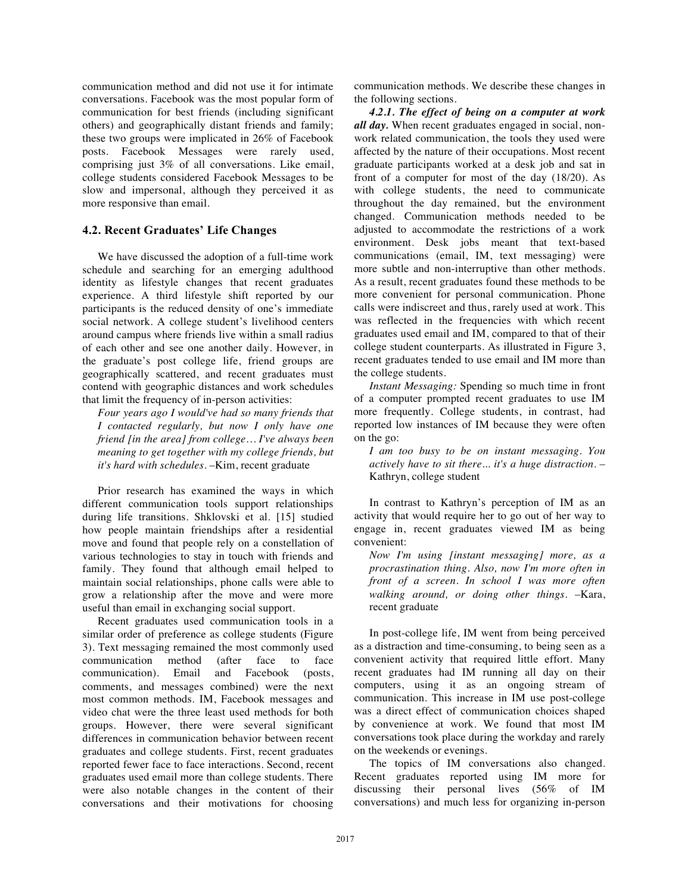communication method and did not use it for intimate conversations. Facebook was the most popular form of communication for best friends (including significant others) and geographically distant friends and family; these two groups were implicated in 26% of Facebook posts. Facebook Messages were rarely used, comprising just 3% of all conversations. Like email, college students considered Facebook Messages to be slow and impersonal, although they perceived it as more responsive than email.

## 4.2. Recent Graduates' Life Changes

We have discussed the adoption of a full-time work schedule and searching for an emerging adulthood identity as lifestyle changes that recent graduates experience. A third lifestyle shift reported by our participants is the reduced density of one's immediate social network. A college student's livelihood centers around campus where friends live within a small radius of each other and see one another daily. However, in the graduate's post college life, friend groups are geographically scattered, and recent graduates must contend with geographic distances and work schedules that limit the frequency of in-person activities:

> *Four years ago I would've had so many friends that I contacted regularly, but now I only have one friend [in the area] from college… I've always been meaning to get together with my college friends, but it's hard with schedules.* –Kim, recent graduate

Prior research has examined the ways in which different communication tools support relationships during life transitions. Shklovski et al. [15] studied how people maintain friendships after a residential move and found that people rely on a constellation of various technologies to stay in touch with friends and family. They found that although email helped to maintain social relationships, phone calls were able to grow a relationship after the move and were more useful than email in exchanging social support.

Recent graduates used communication tools in a similar order of preference as college students (Figure 3). Text messaging remained the most commonly used communication method (after face to face communication). Email and Facebook (posts, comments, and messages combined) were the next most common methods. IM, Facebook messages and video chat were the three least used methods for both groups. However, there were several significant differences in communication behavior between recent graduates and college students. First, recent graduates reported fewer face to face interactions. Second, recent graduates used email more than college students. There were also notable changes in the content of their conversations and their motivations for choosing communication methods. We describe these changes in the following sections.

***4.2.1. The effect of being on a computer at work all day.*** When recent graduates engaged in social, non-work related communication, the tools they used were affected by the nature of their occupations. Most recent graduate participants worked at a desk job and sat in front of a computer for most of the day (18/20). As with college students, the need to communicate throughout the day remained, but the environment changed. Communication methods needed to be adjusted to accommodate the restrictions of a work environment. Desk jobs meant that text-based communications (email, IM, text messaging) were more subtle and non-interruptive than other methods. As a result, recent graduates found these methods to be more convenient for personal communication. Phone calls were indiscreet and thus, rarely used at work. This was reflected in the frequencies with which recent graduates used email and IM, compared to that of their college student counterparts. As illustrated in Figure 3, recent graduates tended to use email and IM more than the college students.

*Instant Messaging:* Spending so much time in front of a computer prompted recent graduates to use IM more frequently. College students, in contrast, had reported low instances of IM because they were often on the go:

> *I am too busy to be on instant messaging. You actively have to sit there… it's a huge distraction.* – Kathryn, college student

In contrast to Kathryn's perception of IM as an activity that would require her to go out of her way to engage in, recent graduates viewed IM as being convenient:

> *Now I'm using [instant messaging] more, as a procrastination thing. Also, now I'm more often in front of a screen. In school I was more often walking around, or doing other things.* –Kara, recent graduate

In post-college life, IM went from being perceived as a distraction and time-consuming, to being seen as a convenient activity that required little effort. Many recent graduates had IM running all day on their computers, using it as an ongoing stream of communication. This increase in IM use post-college was a direct effect of communication choices shaped by convenience at work. We found that most IM conversations took place during the workday and rarely on the weekends or evenings.

The topics of IM conversations also changed. Recent graduates reported using IM more for discussing their personal lives (56% of IM conversations) and much less for organizing in-person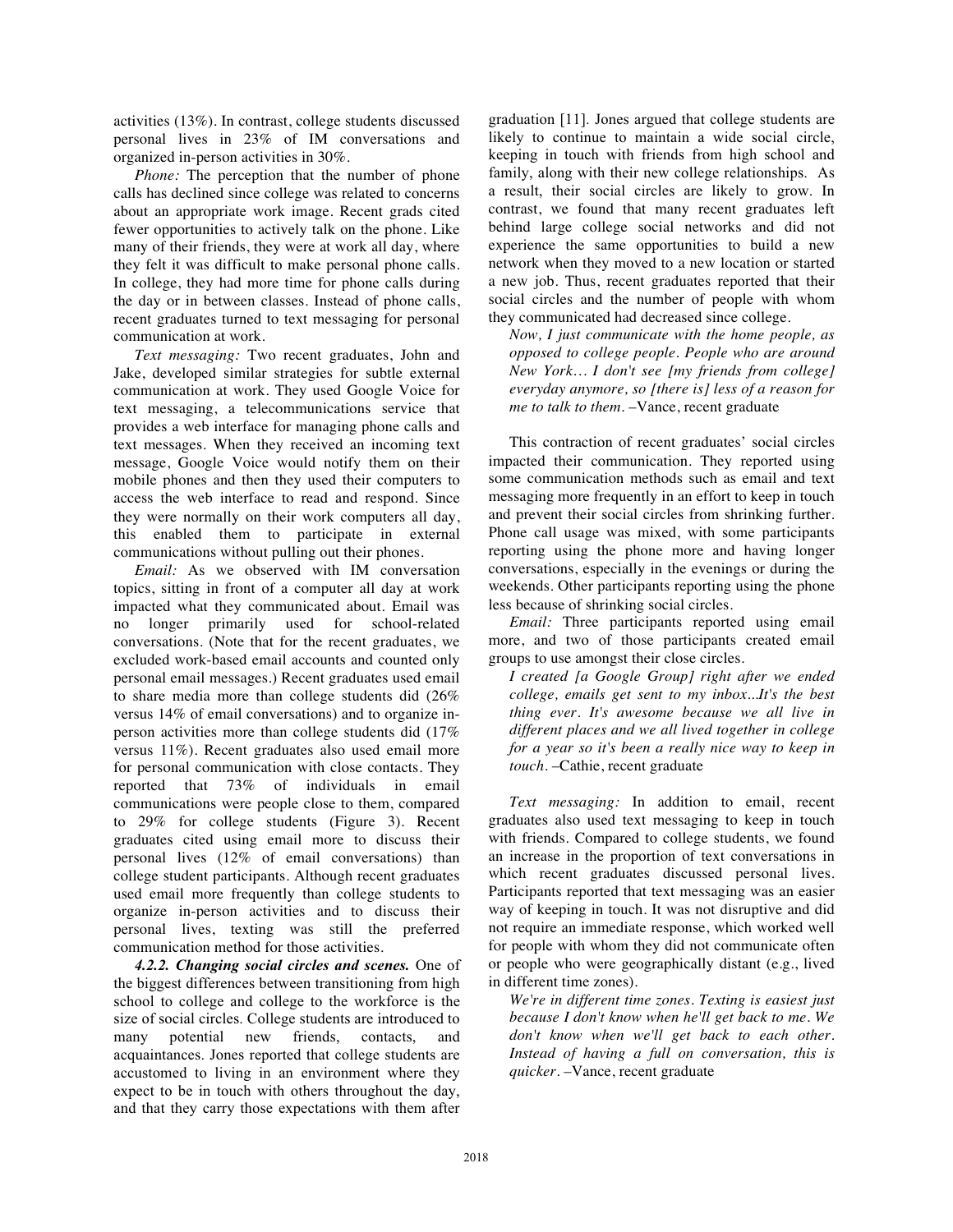activities (13%). In contrast, college students discussed personal lives in 23% of IM conversations and organized in-person activities in 30%.

*Phone:* The perception that the number of phone calls has declined since college was related to concerns about an appropriate work image. Recent grads cited fewer opportunities to actively talk on the phone. Like many of their friends, they were at work all day, where they felt it was difficult to make personal phone calls. In college, they had more time for phone calls during the day or in between classes. Instead of phone calls, recent graduates turned to text messaging for personal communication at work.

*Text messaging:* Two recent graduates, John and Jake, developed similar strategies for subtle external communication at work. They used Google Voice for text messaging, a telecommunications service that provides a web interface for managing phone calls and text messages. When they received an incoming text message, Google Voice would notify them on their mobile phones and then they used their computers to access the web interface to read and respond. Since they were normally on their work computers all day, this enabled them to participate in external communications without pulling out their phones.

*Email:* As we observed with IM conversation topics, sitting in front of a computer all day at work impacted what they communicated about. Email was no longer primarily used for school-related conversations. (Note that for the recent graduates, we excluded work-based email accounts and counted only personal email messages.) Recent graduates used email to share media more than college students did (26% versus 14% of email conversations) and to organize in-person activities more than college students did (17% versus 11%). Recent graduates also used email more for personal communication with close contacts. They reported that 73% of individuals in email communications were people close to them, compared to 29% for college students (Figure 3). Recent graduates cited using email more to discuss their personal lives (12% of email conversations) than college student participants. Although recent graduates used email more frequently than college students to organize in-person activities and to discuss their personal lives, texting was still the preferred communication method for those activities.

***4.2.2. Changing social circles and scenes.*** One of the biggest differences between transitioning from high school to college and college to the workforce is the size of social circles. College students are introduced to many potential new friends, contacts, and acquaintances. Jones reported that college students are accustomed to living in an environment where they expect to be in touch with others throughout the day, and that they carry those expectations with them after graduation [11]. Jones argued that college students are likely to continue to maintain a wide social circle, keeping in touch with friends from high school and family, along with their new college relationships. As a result, their social circles are likely to grow. In contrast, we found that many recent graduates left behind large college social networks and did not experience the same opportunities to build a new network when they moved to a new location or started a new job. Thus, recent graduates reported that their social circles and the number of people with whom they communicated had decreased since college.

> *Now, I just communicate with the home people, as opposed to college people. People who are around New York… I don't see [my friends from college] everyday anymore, so [there is] less of a reason for me to talk to them.* –Vance, recent graduate

This contraction of recent graduates' social circles impacted their communication. They reported using some communication methods such as email and text messaging more frequently in an effort to keep in touch and prevent their social circles from shrinking further. Phone call usage was mixed, with some participants reporting using the phone more and having longer conversations, especially in the evenings or during the weekends. Other participants reporting using the phone less because of shrinking social circles.

*Email:* Three participants reported using email more, and two of those participants created email groups to use amongst their close circles.

> *I created [a Google Group] right after we ended college, emails get sent to my inbox...It's the best thing ever. It's awesome because we all live in different places and we all lived together in college for a year so it's been a really nice way to keep in touch.* –Cathie, recent graduate

*Text messaging:* In addition to email, recent graduates also used text messaging to keep in touch with friends. Compared to college students, we found an increase in the proportion of text conversations in which recent graduates discussed personal lives. Participants reported that text messaging was an easier way of keeping in touch. It was not disruptive and did not require an immediate response, which worked well for people with whom they did not communicate often or people who were geographically distant (e.g., lived in different time zones).

> *We're in different time zones. Texting is easiest just because I don't know when he'll get back to me. We don't know when we'll get back to each other. Instead of having a full on conversation, this is quicker.* –Vance, recent graduate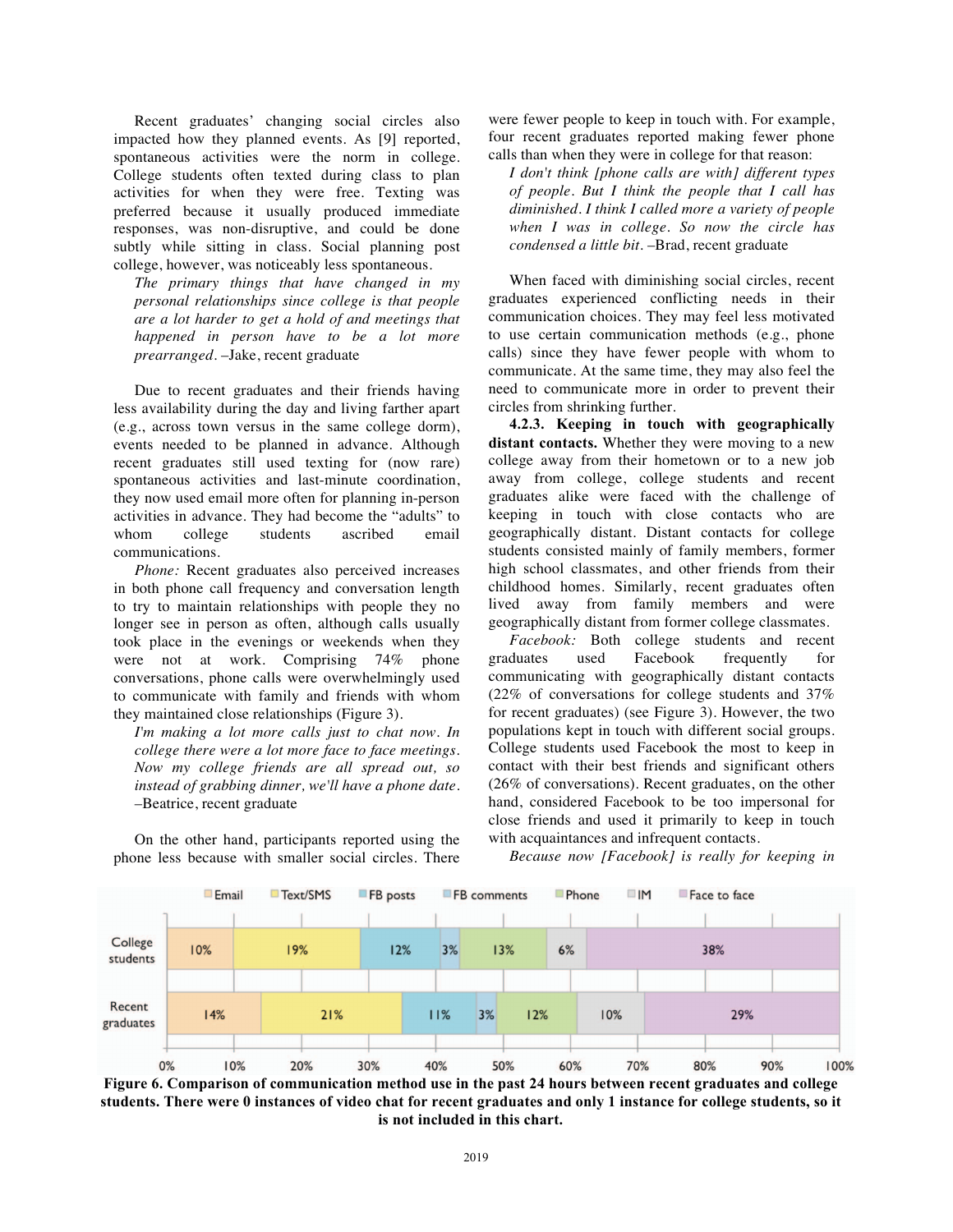Recent graduates' changing social circles also impacted how they planned events. As [9] reported, spontaneous activities were the norm in college. College students often texted during class to plan activities for when they were free. Texting was preferred because it usually produced immediate responses, was non-disruptive, and could be done subtly while sitting in class. Social planning post college, however, was noticeably less spontaneous.

> *The primary things that have changed in my personal relationships since college is that people are a lot harder to get a hold of and meetings that happened in person have to be a lot more prearranged.* –Jake, recent graduate

Due to recent graduates and their friends having less availability during the day and living farther apart (e.g., across town versus in the same college dorm), events needed to be planned in advance. Although recent graduates still used texting for (now rare) spontaneous activities and last-minute coordination, they now used email more often for planning in-person activities in advance. They had become the "adults" to whom college students ascribed email communications.

*Phone:* Recent graduates also perceived increases in both phone call frequency and conversation length to try to maintain relationships with people they no longer see in person as often, although calls usually took place in the evenings or weekends when they were not at work. Comprising 74% phone conversations, phone calls were overwhelmingly used to communicate with family and friends with whom they maintained close relationships (Figure 3).

> *I'm making a lot more calls just to chat now. In college there were a lot more face to face meetings. Now my college friends are all spread out, so instead of grabbing dinner, we'll have a phone date.* –Beatrice, recent graduate

On the other hand, participants reported using the phone less because with smaller social circles. There were fewer people to keep in touch with. For example, four recent graduates reported making fewer phone calls than when they were in college for that reason:

> *I don't think [phone calls are with] different types of people. But I think the people that I call has diminished. I think I called more a variety of people when I was in college. So now the circle has condensed a little bit.* –Brad, recent graduate

When faced with diminishing social circles, recent graduates experienced conflicting needs in their communication choices. They may feel less motivated to use certain communication methods (e.g., phone calls) since they have fewer people with whom to communicate. At the same time, they may also feel the need to communicate more in order to prevent their circles from shrinking further.

**4.2.3. Keeping in touch with geographically distant contacts.** Whether they were moving to a new college away from their hometown or to a new job away from college, college students and recent graduates alike were faced with the challenge of keeping in touch with close contacts who are geographically distant. Distant contacts for college students consisted mainly of family members, former high school classmates, and other friends from their childhood homes. Similarly, recent graduates often lived away from family members and were geographically distant from former college classmates.

*Facebook:* Both college students and recent graduates used Facebook frequently for communicating with geographically distant contacts (22% of conversations for college students and 37% for recent graduates) (see Figure 3). However, the two populations kept in touch with different social groups. College students used Facebook the most to keep in contact with their best friends and significant others (26% of conversations). Recent graduates, on the other hand, considered Facebook to be too impersonal for close friends and used it primarily to keep in touch with acquaintances and infrequent contacts.

*Because now [Facebook] is really for keeping in*

Email
Text/SMS
FB posts
FB comments
Phone
IM
Face to face

College students: 10% 19% 12% 3% 13% 6% 38%

Recent graduates: 14% 21% 11% 3% 12% 10% 29%

0% 10% 20% 30% 40% 50% 60% 70% 80% 90% 100%

**Figure 6. Comparison of communication method use in the past 24 hours between recent graduates and college students. There were 0 instances of video chat for recent graduates and only 1 instance for college students, so it is not included in this chart.**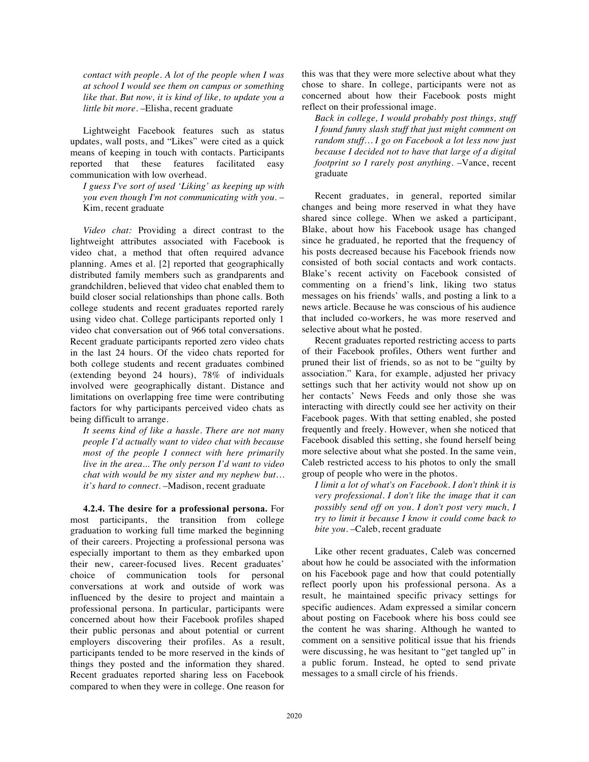*contact with people. A lot of the people when I was at school I would see them on campus or something like that. But now, it is kind of like, to update you a little bit more.* –Elisha, recent graduate

Lightweight Facebook features such as status updates, wall posts, and "Likes" were cited as a quick means of keeping in touch with contacts. Participants reported that these features facilitated easy communication with low overhead.

*I guess I've sort of used 'Liking' as keeping up with you even though I'm not communicating with you.* –Kim, recent graduate

*Video chat:* Providing a direct contrast to the lightweight attributes associated with Facebook is video chat, a method that often required advance planning. Ames et al. [2] reported that geographically distributed family members such as grandparents and grandchildren, believed that video chat enabled them to build closer social relationships than phone calls. Both college students and recent graduates reported rarely using video chat. College participants reported only 1 video chat conversation out of 966 total conversations. Recent graduate participants reported zero video chats in the last 24 hours. Of the video chats reported for both college students and recent graduates combined (extending beyond 24 hours), 78% of individuals involved were geographically distant. Distance and limitations on overlapping free time were contributing factors for why participants perceived video chats as being difficult to arrange.

*It seems kind of like a hassle. There are not many people I'd actually want to video chat with because most of the people I connect with here primarily live in the area... The only person I'd want to video chat with would be my sister and my nephew but… it's hard to connect.* –Madison, recent graduate

**4.2.4. The desire for a professional persona.** For most participants, the transition from college graduation to working full time marked the beginning of their careers. Projecting a professional persona was especially important to them as they embarked upon their new, career-focused lives. Recent graduates' choice of communication tools for personal conversations at work and outside of work was influenced by the desire to project and maintain a professional persona. In particular, participants were concerned about how their Facebook profiles shaped their public personas and about potential or current employers discovering their profiles. As a result, participants tended to be more reserved in the kinds of things they posted and the information they shared. Recent graduates reported sharing less on Facebook compared to when they were in college. One reason for this was that they were more selective about what they chose to share. In college, participants were not as concerned about how their Facebook posts might reflect on their professional image.

*Back in college, I would probably post things, stuff I found funny slash stuff that just might comment on random stuff… I go on Facebook a lot less now just because I decided not to have that large of a digital footprint so I rarely post anything.* –Vance, recent graduate

Recent graduates, in general, reported similar changes and being more reserved in what they have shared since college. When we asked a participant, Blake, about how his Facebook usage has changed since he graduated, he reported that the frequency of his posts decreased because his Facebook friends now consisted of both social contacts and work contacts. Blake's recent activity on Facebook consisted of commenting on a friend's link, liking two status messages on his friends' walls, and posting a link to a news article. Because he was conscious of his audience that included co-workers, he was more reserved and selective about what he posted.

Recent graduates reported restricting access to parts of their Facebook profiles, Others went further and pruned their list of friends, so as not to be "guilty by association." Kara, for example, adjusted her privacy settings such that her activity would not show up on her contacts' News Feeds and only those she was interacting with directly could see her activity on their Facebook pages. With that setting enabled, she posted frequently and freely. However, when she noticed that Facebook disabled this setting, she found herself being more selective about what she posted. In the same vein, Caleb restricted access to his photos to only the small group of people who were in the photos.

*I limit a lot of what's on Facebook. I don't think it is very professional. I don't like the image that it can possibly send off on you. I don't post very much, I try to limit it because I know it could come back to bite you.* –Caleb, recent graduate

Like other recent graduates, Caleb was concerned about how he could be associated with the information on his Facebook page and how that could potentially reflect poorly upon his professional persona. As a result, he maintained specific privacy settings for specific audiences. Adam expressed a similar concern about posting on Facebook where his boss could see the content he was sharing. Although he wanted to comment on a sensitive political issue that his friends were discussing, he was hesitant to "get tangled up" in a public forum. Instead, he opted to send private messages to a small circle of his friends.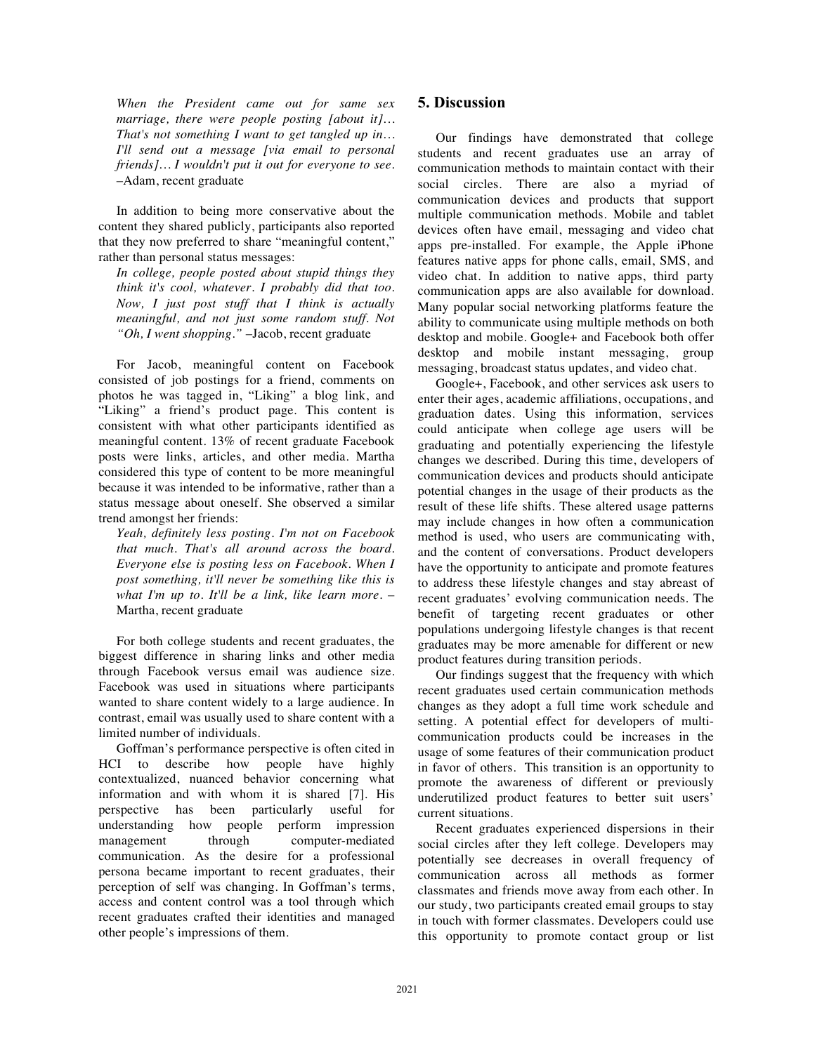*When the President came out for same sex marriage, there were people posting [about it]… That's not something I want to get tangled up in… I'll send out a message [via email to personal friends]… I wouldn't put it out for everyone to see.* –Adam, recent graduate

In addition to being more conservative about the content they shared publicly, participants also reported that they now preferred to share "meaningful content," rather than personal status messages:

*In college, people posted about stupid things they think it's cool, whatever. I probably did that too. Now, I just post stuff that I think is actually meaningful, and not just some random stuff. Not "Oh, I went shopping."* –Jacob, recent graduate

For Jacob, meaningful content on Facebook consisted of job postings for a friend, comments on photos he was tagged in, "Liking" a blog link, and "Liking" a friend's product page. This content is consistent with what other participants identified as meaningful content. 13% of recent graduate Facebook posts were links, articles, and other media. Martha considered this type of content to be more meaningful because it was intended to be informative, rather than a status message about oneself. She observed a similar trend amongst her friends:

*Yeah, definitely less posting. I'm not on Facebook that much. That's all around across the board. Everyone else is posting less on Facebook. When I post something, it'll never be something like this is what I'm up to. It'll be a link, like learn more.* – Martha, recent graduate

For both college students and recent graduates, the biggest difference in sharing links and other media through Facebook versus email was audience size. Facebook was used in situations where participants wanted to share content widely to a large audience. In contrast, email was usually used to share content with a limited number of individuals.

Goffman's performance perspective is often cited in HCI to describe how people have highly contextualized, nuanced behavior concerning what information and with whom it is shared [7]. His perspective has been particularly useful for understanding how people perform impression management through computer-mediated communication. As the desire for a professional persona became important to recent graduates, their perception of self was changing. In Goffman's terms, access and content control was a tool through which recent graduates crafted their identities and managed other people's impressions of them.

## 5. Discussion

Our findings have demonstrated that college students and recent graduates use an array of communication methods to maintain contact with their social circles. There are also a myriad of communication devices and products that support multiple communication methods. Mobile and tablet devices often have email, messaging and video chat apps pre-installed. For example, the Apple iPhone features native apps for phone calls, email, SMS, and video chat. In addition to native apps, third party communication apps are also available for download. Many popular social networking platforms feature the ability to communicate using multiple methods on both desktop and mobile. Google+ and Facebook both offer desktop and mobile instant messaging, group messaging, broadcast status updates, and video chat.

Google+, Facebook, and other services ask users to enter their ages, academic affiliations, occupations, and graduation dates. Using this information, services could anticipate when college age users will be graduating and potentially experiencing the lifestyle changes we described. During this time, developers of communication devices and products should anticipate potential changes in the usage of their products as the result of these life shifts. These altered usage patterns may include changes in how often a communication method is used, who users are communicating with, and the content of conversations. Product developers have the opportunity to anticipate and promote features to address these lifestyle changes and stay abreast of recent graduates' evolving communication needs. The benefit of targeting recent graduates or other populations undergoing lifestyle changes is that recent graduates may be more amenable for different or new product features during transition periods.

Our findings suggest that the frequency with which recent graduates used certain communication methods changes as they adopt a full time work schedule and setting. A potential effect for developers of multi-communication products could be increases in the usage of some features of their communication product in favor of others. This transition is an opportunity to promote the awareness of different or previously underutilized product features to better suit users' current situations.

Recent graduates experienced dispersions in their social circles after they left college. Developers may potentially see decreases in overall frequency of communication across all methods as former classmates and friends move away from each other. In our study, two participants created email groups to stay in touch with former classmates. Developers could use this opportunity to promote contact group or list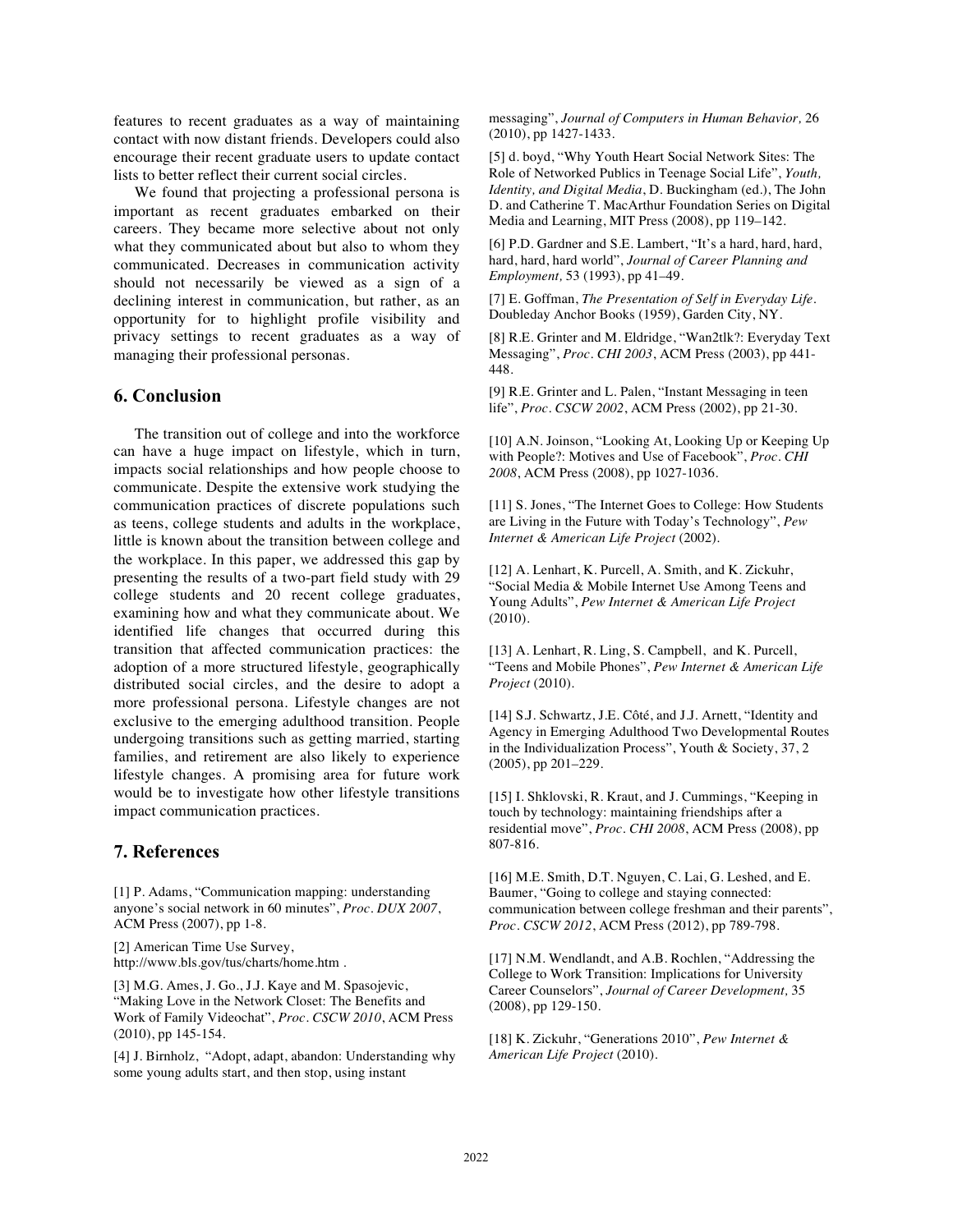features to recent graduates as a way of maintaining contact with now distant friends. Developers could also encourage their recent graduate users to update contact lists to better reflect their current social circles.

We found that projecting a professional persona is important as recent graduates embarked on their careers. They became more selective about not only what they communicated about but also to whom they communicated. Decreases in communication activity should not necessarily be viewed as a sign of a declining interest in communication, but rather, as an opportunity for to highlight profile visibility and privacy settings to recent graduates as a way of managing their professional personas.

## 6. Conclusion

The transition out of college and into the workforce can have a huge impact on lifestyle, which in turn, impacts social relationships and how people choose to communicate. Despite the extensive work studying the communication practices of discrete populations such as teens, college students and adults in the workplace, little is known about the transition between college and the workplace. In this paper, we addressed this gap by presenting the results of a two-part field study with 29 college students and 20 recent college graduates, examining how and what they communicate about. We identified life changes that occurred during this transition that affected communication practices: the adoption of a more structured lifestyle, geographically distributed social circles, and the desire to adopt a more professional persona. Lifestyle changes are not exclusive to the emerging adulthood transition. People undergoing transitions such as getting married, starting families, and retirement are also likely to experience lifestyle changes. A promising area for future work would be to investigate how other lifestyle transitions impact communication practices.

## 7. References

[1] P. Adams, "Communication mapping: understanding anyone's social network in 60 minutes", *Proc. DUX 2007*, ACM Press (2007), pp 1-8.

[2] American Time Use Survey, http://www.bls.gov/tus/charts/home.htm .

[3] M.G. Ames, J. Go., J.J. Kaye and M. Spasojevic, "Making Love in the Network Closet: The Benefits and Work of Family Videochat", *Proc. CSCW 2010*, ACM Press (2010), pp 145-154.

[4] J. Birnholz, "Adopt, adapt, abandon: Understanding why some young adults start, and then stop, using instant messaging", *Journal of Computers in Human Behavior,* 26 (2010), pp 1427-1433.

[5] d. boyd, "Why Youth Heart Social Network Sites: The Role of Networked Publics in Teenage Social Life", *Youth, Identity, and Digital Media*, D. Buckingham (ed.), The John D. and Catherine T. MacArthur Foundation Series on Digital Media and Learning, MIT Press (2008), pp 119–142.

[6] P.D. Gardner and S.E. Lambert, "It's a hard, hard, hard, hard, hard, hard world", *Journal of Career Planning and Employment,* 53 (1993), pp 41–49.

[7] E. Goffman, *The Presentation of Self in Everyday Life*. Doubleday Anchor Books (1959), Garden City, NY.

[8] R.E. Grinter and M. Eldridge, "Wan2tlk?: Everyday Text Messaging", *Proc. CHI 2003*, ACM Press (2003), pp 441-448.

[9] R.E. Grinter and L. Palen, "Instant Messaging in teen life", *Proc. CSCW 2002*, ACM Press (2002), pp 21-30.

[10] A.N. Joinson, "Looking At, Looking Up or Keeping Up with People?: Motives and Use of Facebook", *Proc. CHI 2008*, ACM Press (2008), pp 1027-1036.

[11] S. Jones, "The Internet Goes to College: How Students are Living in the Future with Today's Technology", *Pew Internet & American Life Project* (2002).

[12] A. Lenhart, K. Purcell, A. Smith, and K. Zickuhr, "Social Media & Mobile Internet Use Among Teens and Young Adults", *Pew Internet & American Life Project* (2010).

[13] A. Lenhart, R. Ling, S. Campbell, and K. Purcell, "Teens and Mobile Phones", *Pew Internet & American Life Project* (2010).

[14] S.J. Schwartz, J.E. Côté, and J.J. Arnett, "Identity and Agency in Emerging Adulthood Two Developmental Routes in the Individualization Process", Youth & Society, 37, 2 (2005), pp 201–229.

[15] I. Shklovski, R. Kraut, and J. Cummings, "Keeping in touch by technology: maintaining friendships after a residential move", *Proc. CHI 2008*, ACM Press (2008), pp 807-816.

[16] M.E. Smith, D.T. Nguyen, C. Lai, G. Leshed, and E. Baumer, "Going to college and staying connected: communication between college freshman and their parents", *Proc. CSCW 2012*, ACM Press (2012), pp 789-798.

[17] N.M. Wendlandt, and A.B. Rochlen, "Addressing the College to Work Transition: Implications for University Career Counselors", *Journal of Career Development,* 35 (2008), pp 129-150.

[18] K. Zickuhr, "Generations 2010", *Pew Internet & American Life Project* (2010).